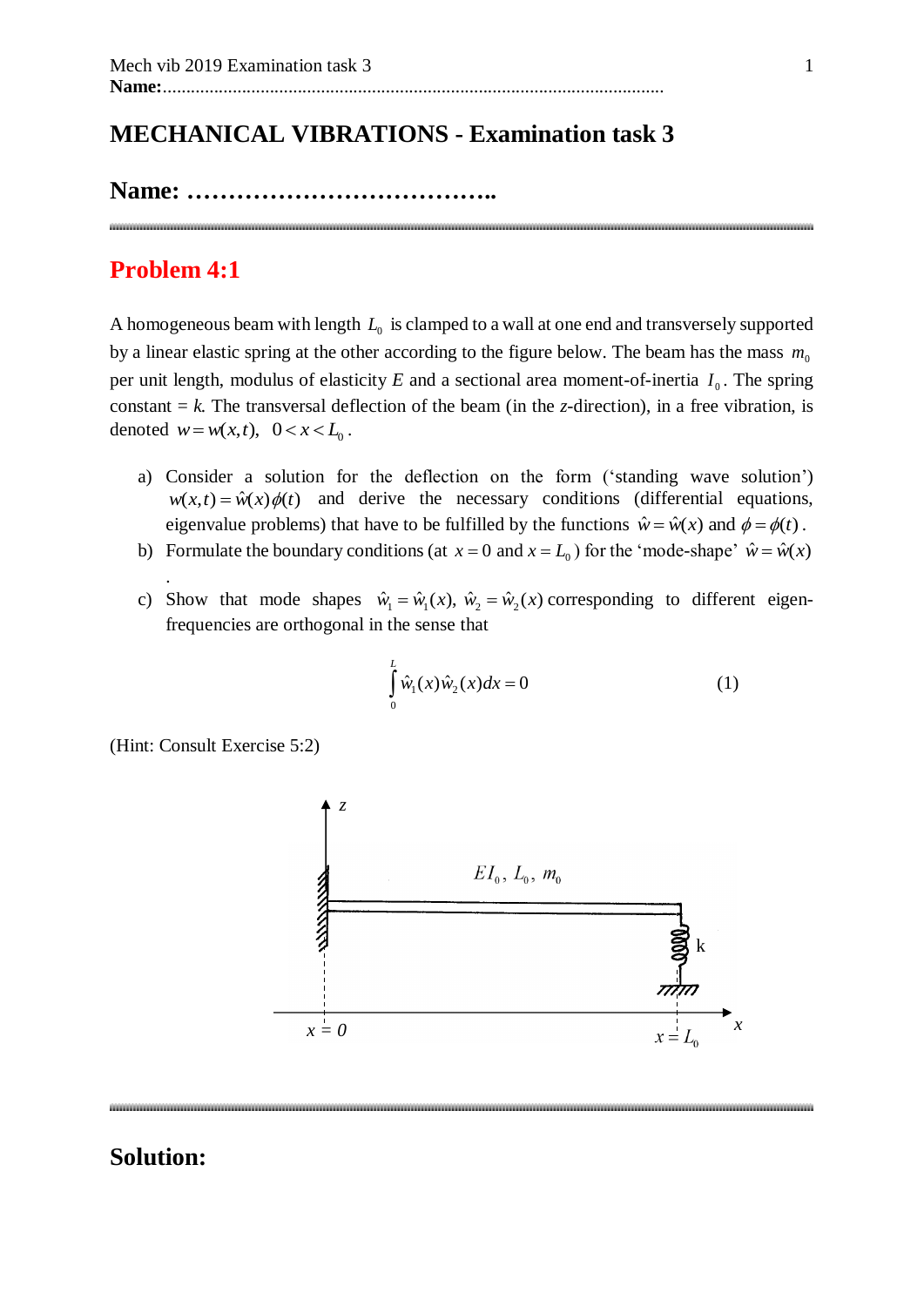# MECHANICAL VIBRATIONS - Examination task 3

## Name: ………………………………..

## Problem 4:1

A homogeneous beam with length $L_0$ is clamped to a wall at one end and transversely supported by a linear elastic spring at the other according to the figure below. The beam has the mass $m_0$ per unit length, modulus of elasticity $E$ and a sectional area moment-of-inertia $I_0$. The spring constant = $k$. The transversal deflection of the beam (in the $z$-direction), in a free vibration, is denoted $w = w(x,t), \quad 0 < x < L_0$.

a) Consider a solution for the deflection on the form ('standing wave solution') $w(x,t) = \hat{w}(x)\phi(t)$ and derive the necessary conditions (differential equations, eigenvalue problems) that have to be fulfilled by the functions $\hat{w} = \hat{w}(x)$ and $\phi = \phi(t)$.

b) Formulate the boundary conditions (at $x = 0$ and $x = L_0$) for the 'mode-shape' $\hat{w} = \hat{w}(x)$.

c) Show that mode shapes $\hat{w}_1 = \hat{w}_1(x), \ \hat{w}_2 = \hat{w}_2(x)$ corresponding to different eigen-frequencies are orthogonal in the sense that

$$\int_0^L \hat{w}_1(x)\hat{w}_2(x)dx = 0 \qquad (1)$$

(Hint: Consult Exercise 5:2)

## Solution: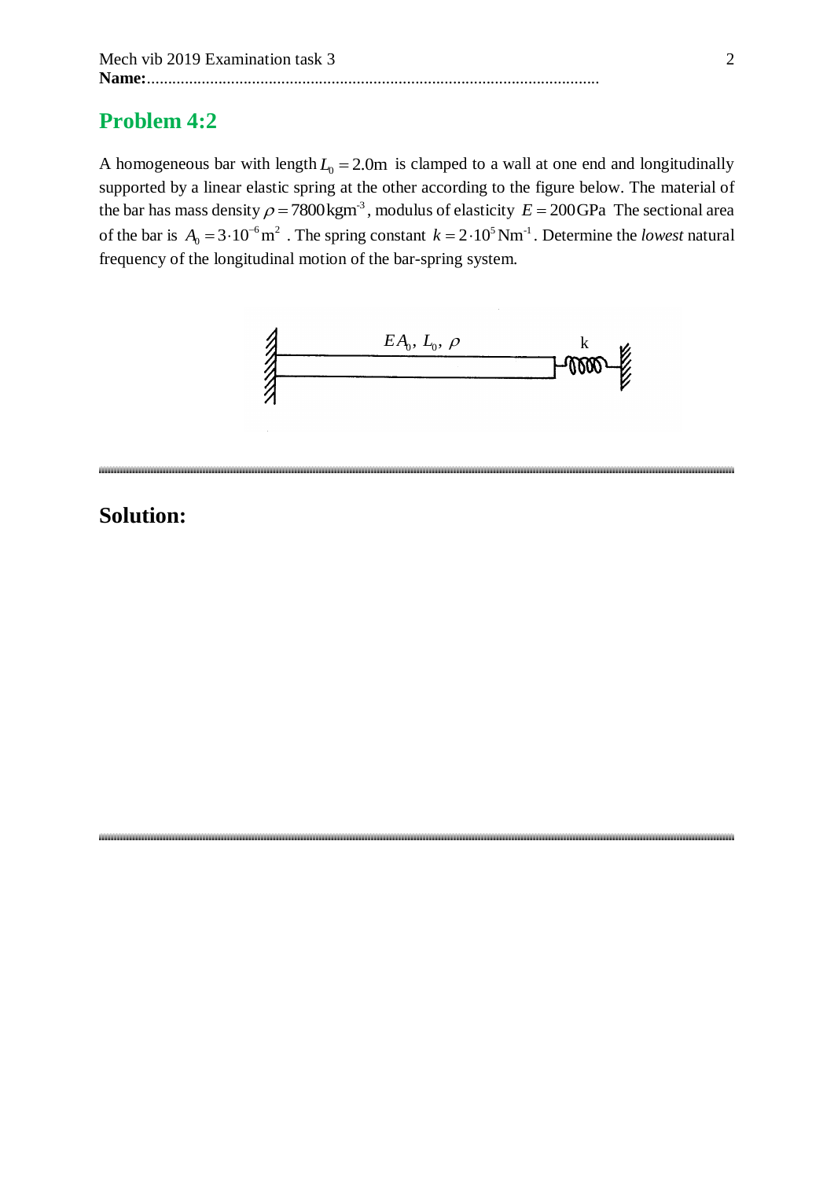**Name:**..........................................................................................................

## Problem 4:2

A homogeneous bar with length $L_0 = 2.0\text{m}$ is clamped to a wall at one end and longitudinally supported by a linear elastic spring at the other according to the figure below. The material of the bar has mass density $\rho = 7800\,\text{kgm}^{-3}$, modulus of elasticity $E = 200\,\text{GPa}$ The sectional area of the bar is $A_0 = 3 \cdot 10^{-6}\,\text{m}^2$ . The spring constant $k = 2 \cdot 10^5\,\text{Nm}^{-1}$. Determine the *lowest* natural frequency of the longitudinal motion of the bar-spring system.

$EA_0,\ L_0,\ \rho$

k

## Solution: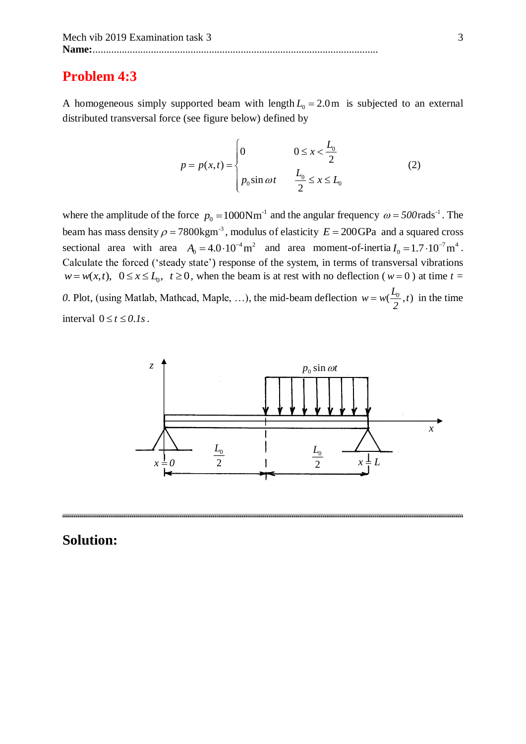## Problem 4:3

A homogeneous simply supported beam with length $L_0 = 2.0\,\text{m}$ is subjected to an external distributed transversal force (see figure below) defined by

$$p = p(x,t) = \begin{cases} 0 & 0 \le x < \dfrac{L_0}{2} \\ p_0 \sin \omega t & \dfrac{L_0}{2} \le x \le L_0 \end{cases} \qquad (2)$$

where the amplitude of the force $p_0 = 1000\,\text{Nm}^{-1}$ and the angular frequency $\omega = 500\,\text{rads}^{-1}$. The beam has mass density $\rho = 7800\,\text{kgm}^{-3}$, modulus of elasticity $E = 200\,\text{GPa}$ and a squared cross sectional area with area $A_0 = 4.0 \cdot 10^{-4}\,\text{m}^2$ and area moment-of-inertia $I_0 = 1.7 \cdot 10^{-7}\,\text{m}^4$. Calculate the forced ('steady state') response of the system, in terms of transversal vibrations $w = w(x,t),\ \ 0 \le x \le L_0,\ \ t \ge 0$, when the beam is at rest with no deflection ( $w = 0$ ) at time $t = 0$. Plot, (using Matlab, Mathcad, Maple, …), the mid-beam deflection $w = w(\frac{L_0}{2}, t)$ in the time interval $0 \le t \le 0.1s$.

---

## Solution: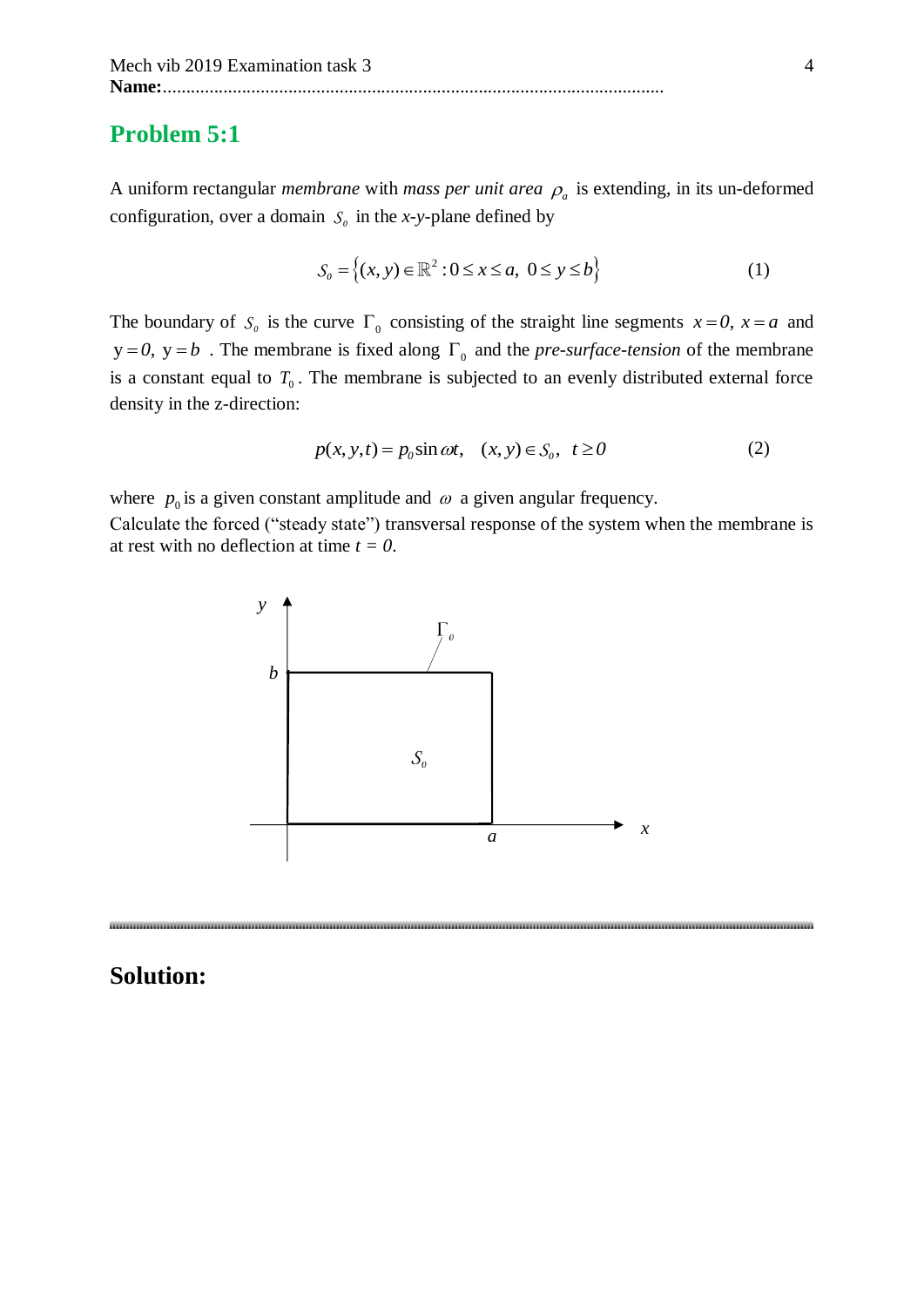**Name:**...........................................................................................................

## Problem 5:1

A uniform rectangular *membrane* with *mass per unit area* $\rho_a$ is extending, in its un-deformed configuration, over a domain $S_0$ in the *x*-*y*-plane defined by

$$S_0 = \{(x, y) \in \mathbb{R}^2 : 0 \le x \le a,\ 0 \le y \le b\} \qquad (1)$$

The boundary of $S_0$ is the curve $\Gamma_0$ consisting of the straight line segments $x = 0,\ x = a$ and $y = 0,\ y = b$ . The membrane is fixed along $\Gamma_0$ and the *pre-surface-tension* of the membrane is a constant equal to $T_0$. The membrane is subjected to an evenly distributed external force density in the z-direction:

$$p(x, y, t) = p_0 \sin \omega t, \quad (x, y) \in S_0,\ \ t \ge 0 \qquad (2)$$

where $p_0$ is a given constant amplitude and $\omega$ a given angular frequency.
Calculate the forced ("steady state") transversal response of the system when the membrane is at rest with no deflection at time $t = 0$.

## Solution: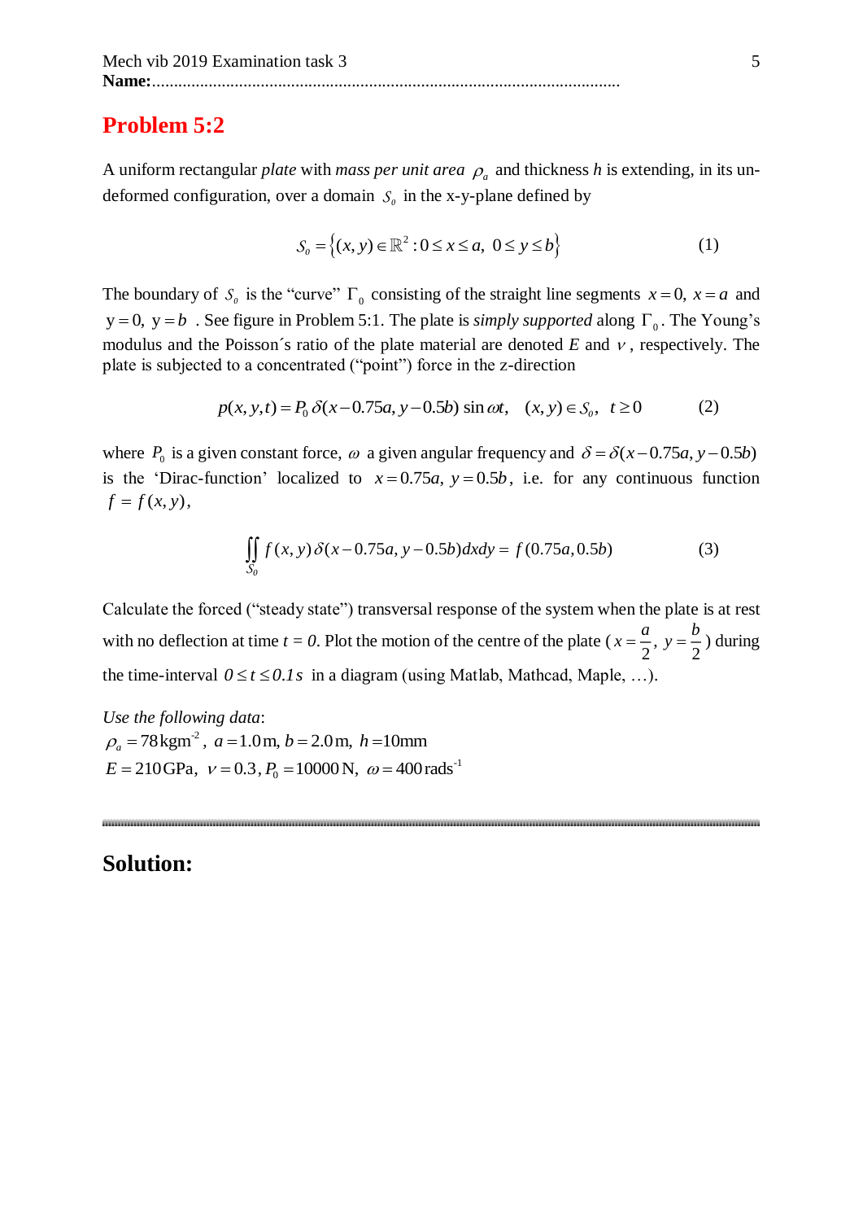Name:.........................................................................................................

## Problem 5:2

A uniform rectangular *plate* with *mass per unit area* $\rho_a$ and thickness $h$ is extending, in its un-deformed configuration, over a domain $S_0$ in the x-y-plane defined by

$$S_0 = \left\{ (x,y) \in \mathbb{R}^2 : 0 \le x \le a,\ 0 \le y \le b \right\} \tag{1}$$

The boundary of $S_0$ is the "curve" $\Gamma_0$ consisting of the straight line segments $x = 0,\ x = a$ and $y = 0,\ y = b$ . See figure in Problem 5:1. The plate is *simply supported* along $\Gamma_0$. The Young's modulus and the Poisson´s ratio of the plate material are denoted $E$ and $\nu$, respectively. The plate is subjected to a concentrated ("point") force in the z-direction

$$p(x,y,t) = P_0\, \delta(x - 0.75a, y - 0.5b)\, \sin \omega t, \quad (x,y) \in S_0, \quad t \ge 0 \tag{2}$$

where $P_0$ is a given constant force, $\omega$ a given angular frequency and $\delta = \delta(x - 0.75a, y - 0.5b)$ is the 'Dirac-function' localized to $x = 0.75a,\ y = 0.5b$, i.e. for any continuous function $f = f(x,y)$,

$$\iint_{S_0} f(x,y)\, \delta(x - 0.75a, y - 0.5b)\, dxdy = f(0.75a, 0.5b) \tag{3}$$

Calculate the forced ("steady state") transversal response of the system when the plate is at rest with no deflection at time $t = 0$. Plot the motion of the centre of the plate ( $x = \frac{a}{2},\ y = \frac{b}{2}$ ) during the time-interval $0 \le t \le 0.1\,s$ in a diagram (using Matlab, Mathcad, Maple, …).

*Use the following data*:

$\rho_a = 78\,\text{kgm}^{-2}$, $a = 1.0\,\text{m},\ b = 2.0\,\text{m},\ h = 10\text{mm}$

$E = 210\,\text{GPa},\ \nu = 0.3,\ P_0 = 10000\,\text{N},\ \omega = 400\,\text{rads}^{-1}$

---

## Solution: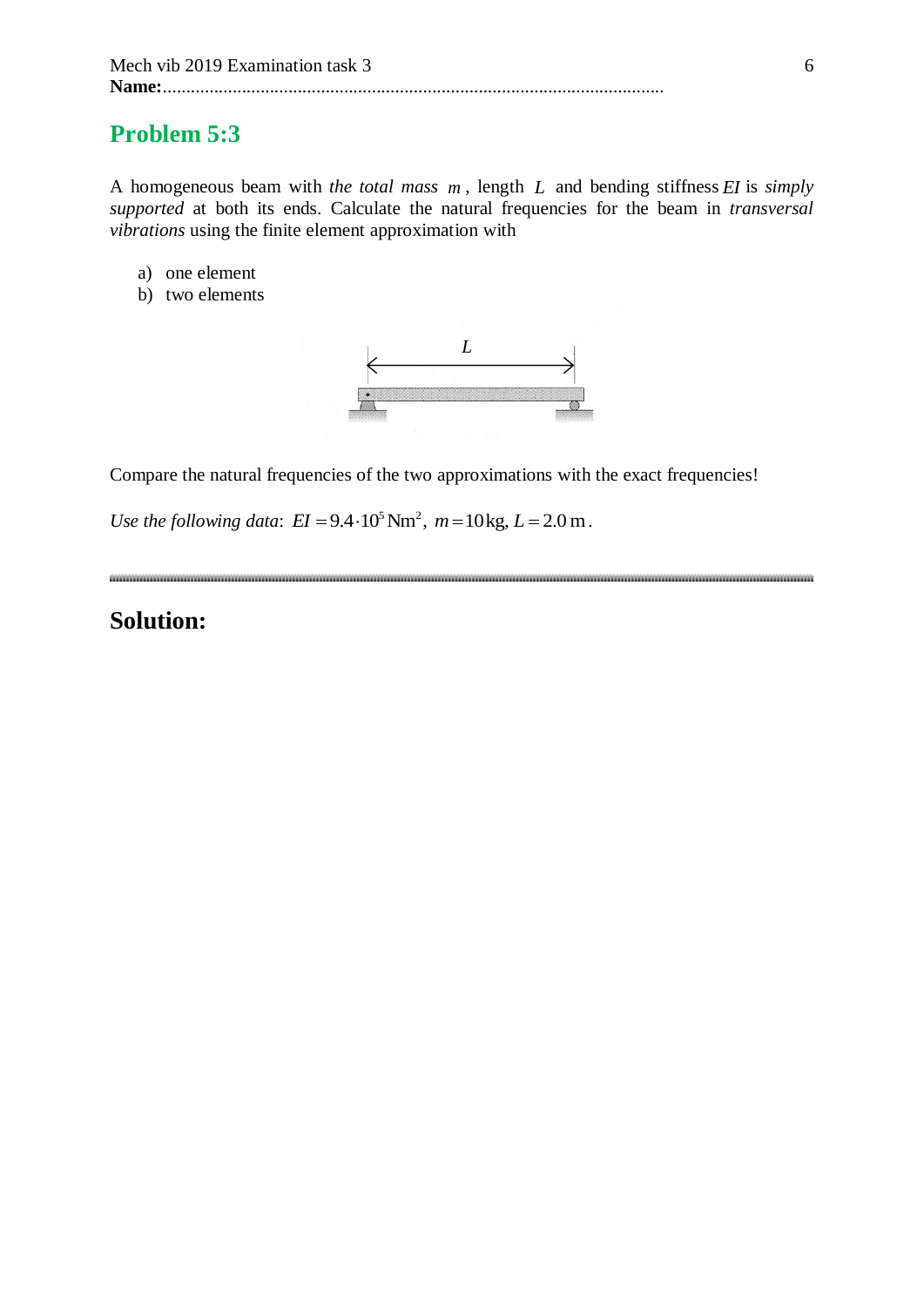## Problem 5:3

A homogeneous beam with *the total mass* $m$, length $L$ and bending stiffness $EI$ is *simply supported* at both its ends. Calculate the natural frequencies for the beam in *transversal vibrations* using the finite element approximation with

a) one element
b) two elements

L

Compare the natural frequencies of the two approximations with the exact frequencies!

*Use the following data*: $EI = 9.4 \cdot 10^5 \,\text{Nm}^2$, $m = 10\,\text{kg}$, $L = 2.0\,\text{m}$.

---

## Solution: